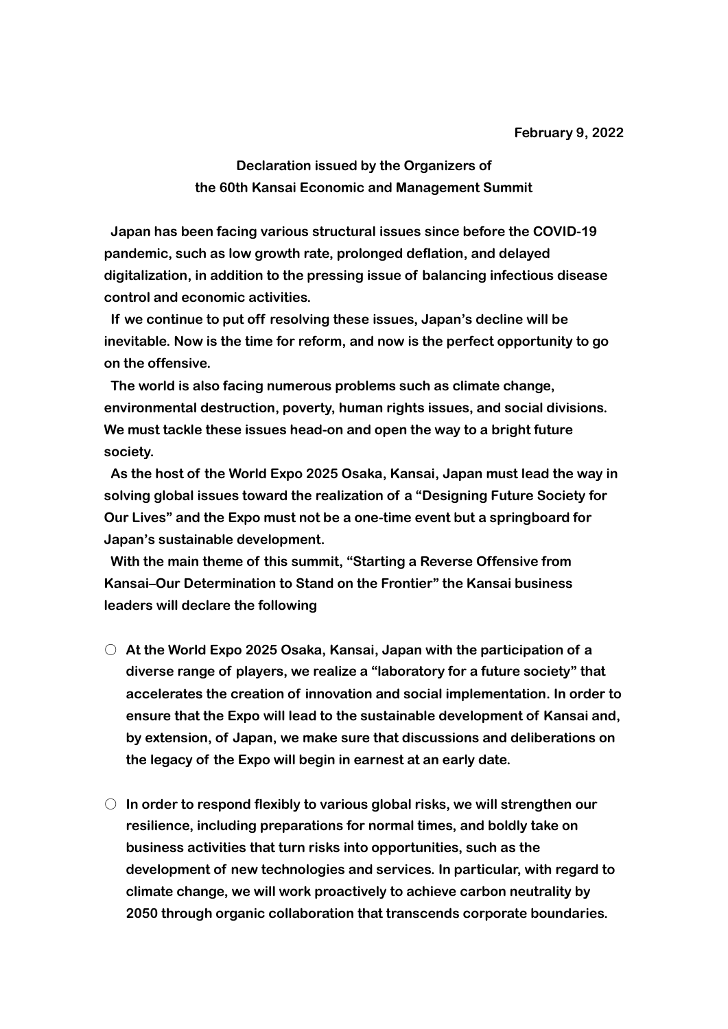February 9, 2022

# Declaration issued by the Organizers of the 60th Kansai Economic and Management Summit

Japan has been facing various structural issues since before the COVID-19 pandemic, such as low growth rate, prolonged deflation, and delayed digitalization, in addition to the pressing issue of balancing infectious disease control and economic activities.

If we continue to put off resolving these issues, Japan's decline will be inevitable. Now is the time for reform, and now is the perfect opportunity to go on the offensive.

The world is also facing numerous problems such as climate change, environmental destruction, poverty, human rights issues, and social divisions. We must tackle these issues head-on and open the way to a bright future society.

As the host of the World Expo 2025 Osaka, Kansai, Japan must lead the way in solving global issues toward the realization of a "Designing Future Society for Our Lives" and the Expo must not be a one-time event but a springboard for Japan's sustainable development.

With the main theme of this summit, "Starting a Reverse Offensive from Kansai–Our Determination to Stand on the Frontier" the Kansai business leaders will declare the following

- ○ At the World Expo 2025 Osaka, Kansai, Japan with the participation of a diverse range of players, we realize a "laboratory for a future society" that accelerates the creation of innovation and social implementation. In order to ensure that the Expo will lead to the sustainable development of Kansai and, by extension, of Japan, we make sure that discussions and deliberations on the legacy of the Expo will begin in earnest at an early date.

- ○ In order to respond flexibly to various global risks, we will strengthen our resilience, including preparations for normal times, and boldly take on business activities that turn risks into opportunities, such as the development of new technologies and services. In particular, with regard to climate change, we will work proactively to achieve carbon neutrality by 2050 through organic collaboration that transcends corporate boundaries.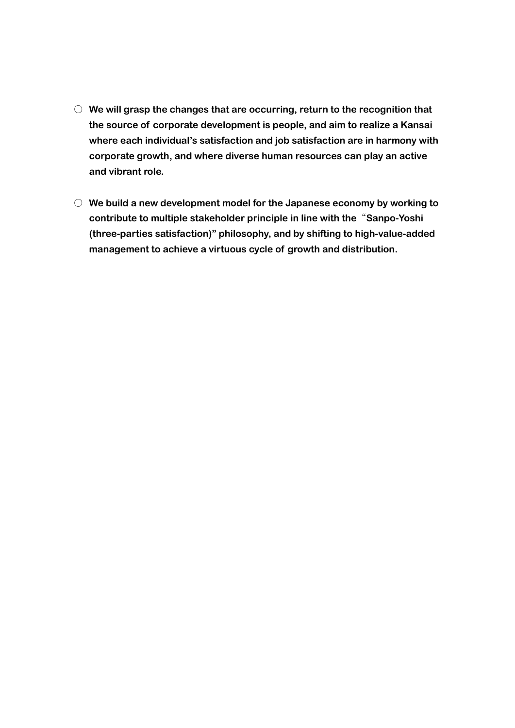- **We will grasp the changes that are occurring, return to the recognition that the source of corporate development is people, and aim to realize a Kansai where each individual's satisfaction and job satisfaction are in harmony with corporate growth, and where diverse human resources can play an active and vibrant role.**

- **We build a new development model for the Japanese economy by working to contribute to multiple stakeholder principle in line with the "Sanpo-Yoshi (three-parties satisfaction)" philosophy, and by shifting to high-value-added management to achieve a virtuous cycle of growth and distribution.**